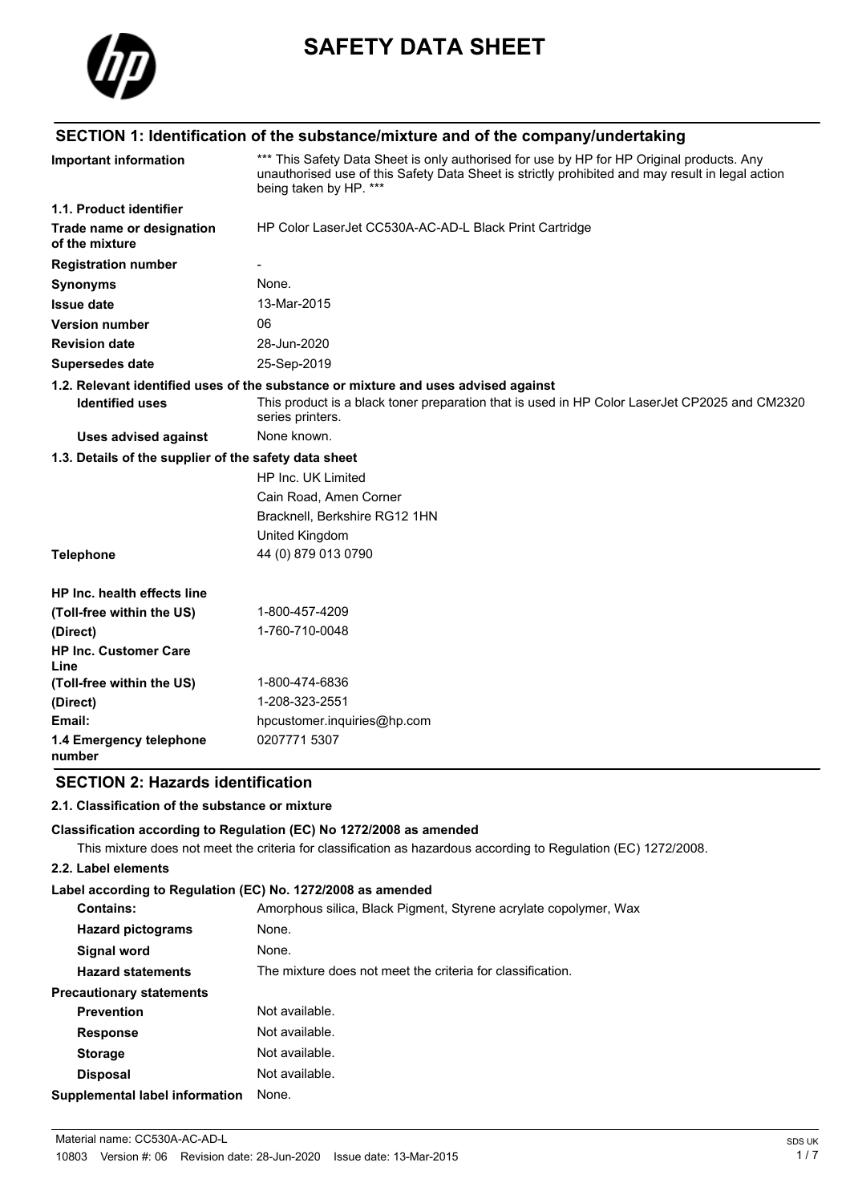# SAFETY DATA SHEET

## SECTION 1: Identification of the substance/mixture and of the company/undertaking

| | |
|---|---|
| **Important information** | *** This Safety Data Sheet is only authorised for use by HP for HP Original products. Any unauthorised use of this Safety Data Sheet is strictly prohibited and may result in legal action being taken by HP. *** |
| **1.1. Product identifier** | |
| **Trade name or designation of the mixture** | HP Color LaserJet CC530A-AC-AD-L Black Print Cartridge |
| **Registration number** | - |
| **Synonyms** | None. |
| **Issue date** | 13-Mar-2015 |
| **Version number** | 06 |
| **Revision date** | 28-Jun-2020 |
| **Supersedes date** | 25-Sep-2019 |

**1.2. Relevant identified uses of the substance or mixture and uses advised against**

| | |
|---|---|
| **Identified uses** | This product is a black toner preparation that is used in HP Color LaserJet CP2025 and CM2320 series printers. |
| **Uses advised against** | None known. |

**1.3. Details of the supplier of the safety data sheet**

HP Inc. UK Limited
Cain Road, Amen Corner
Bracknell, Berkshire RG12 1HN
United Kingdom

| | |
|---|---|
| **Telephone** | 44 (0) 879 013 0790 |
| **HP Inc. health effects line** | |
| **(Toll-free within the US)** | 1-800-457-4209 |
| **(Direct)** | 1-760-710-0048 |
| **HP Inc. Customer Care Line** | |
| **(Toll-free within the US)** | 1-800-474-6836 |
| **(Direct)** | 1-208-323-2551 |
| **Email:** | hpcustomer.inquiries@hp.com |
| **1.4 Emergency telephone number** | 0207771 5307 |

## SECTION 2: Hazards identification

**2.1. Classification of the substance or mixture**

**Classification according to Regulation (EC) No 1272/2008 as amended**

This mixture does not meet the criteria for classification as hazardous according to Regulation (EC) 1272/2008.

**2.2. Label elements**

**Label according to Regulation (EC) No. 1272/2008 as amended**

| | |
|---|---|
| **Contains:** | Amorphous silica, Black Pigment, Styrene acrylate copolymer, Wax |
| **Hazard pictograms** | None. |
| **Signal word** | None. |
| **Hazard statements** | The mixture does not meet the criteria for classification. |
| **Precautionary statements** | |
| **Prevention** | Not available. |
| **Response** | Not available. |
| **Storage** | Not available. |
| **Disposal** | Not available. |
| **Supplemental label information** | None. |

Material name: CC530A-AC-AD-L
10803 Version #: 06 Revision date: 28-Jun-2020 Issue date: 13-Mar-2015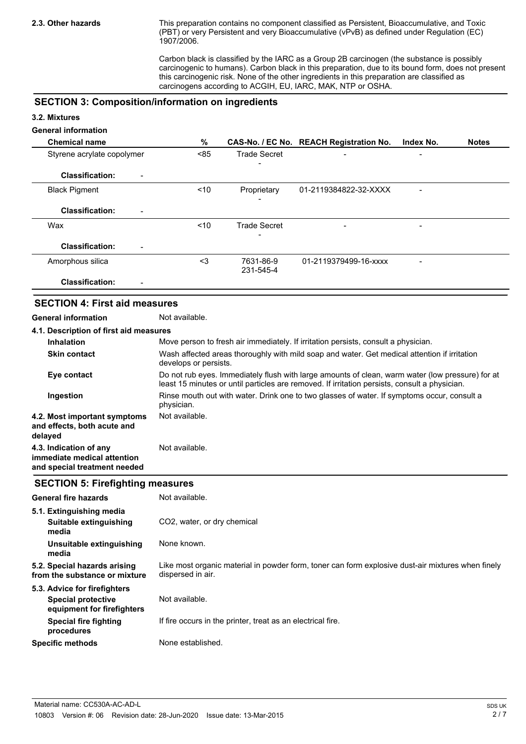**2.3. Other hazards**

This preparation contains no component classified as Persistent, Bioaccumulative, and Toxic (PBT) or very Persistent and very Bioaccumulative (vPvB) as defined under Regulation (EC) 1907/2006.

Carbon black is classified by the IARC as a Group 2B carcinogen (the substance is possibly carcinogenic to humans). Carbon black in this preparation, due to its bound form, does not present this carcinogenic risk. None of the other ingredients in this preparation are classified as carcinogens according to ACGIH, EU, IARC, MAK, NTP or OSHA.

## SECTION 3: Composition/information on ingredients

### 3.2. Mixtures

**General information**

| Chemical name | % | CAS-No. / EC No. | REACH Registration No. | Index No. | Notes |
|---|---|---|---|---|---|
| Styrene acrylate copolymer | <85 | Trade Secret<br>- | - | - | |
| **Classification:** - | | | | | |
| Black Pigment | <10 | Proprietary<br>- | 01-2119384822-32-XXXX | - | |
| **Classification:** - | | | | | |
| Wax | <10 | Trade Secret<br>- | - | - | |
| **Classification:** - | | | | | |
| Amorphous silica | <3 | 7631-86-9<br>231-545-4 | 01-2119379499-16-xxxx | - | |
| **Classification:** - | | | | | |

## SECTION 4: First aid measures

**General information** Not available.

### 4.1. Description of first aid measures

**Inhalation** Move person to fresh air immediately. If irritation persists, consult a physician.

**Skin contact** Wash affected areas thoroughly with mild soap and water. Get medical attention if irritation develops or persists.

**Eye contact** Do not rub eyes. Immediately flush with large amounts of clean, warm water (low pressure) for at least 15 minutes or until particles are removed. If irritation persists, consult a physician.

**Ingestion** Rinse mouth out with water. Drink one to two glasses of water. If symptoms occur, consult a physician.

**4.2. Most important symptoms and effects, both acute and delayed** Not available.

**4.3. Indication of any immediate medical attention and special treatment needed** Not available.

## SECTION 5: Firefighting measures

**General fire hazards** Not available.

### 5.1. Extinguishing media

**Suitable extinguishing media** $CO_2$, water, or dry chemical

**Unsuitable extinguishing media** None known.

**5.2. Special hazards arising from the substance or mixture** Like most organic material in powder form, toner can form explosive dust-air mixtures when finely dispersed in air.

### 5.3. Advice for firefighters

**Special protective equipment for firefighters** Not available.

**Special fire fighting procedures** If fire occurs in the printer, treat as an electrical fire.

**Specific methods** None established.

Material name: CC530A-AC-AD-L

10803 Version #: 06 Revision date: 28-Jun-2020 Issue date: 13-Mar-2015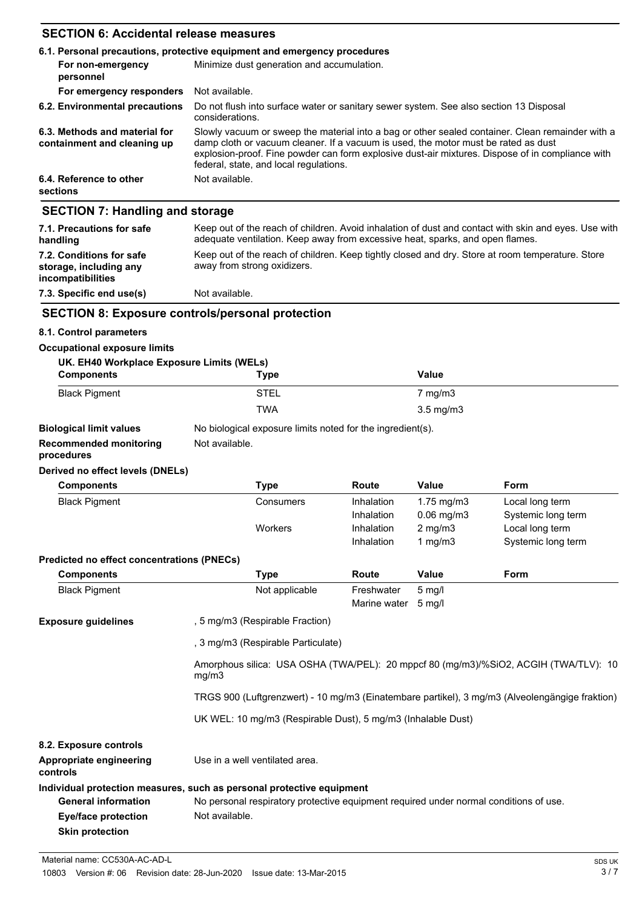## SECTION 6: Accidental release measures

**6.1. Personal precautions, protective equipment and emergency procedures**

| | |
|---|---|
| **For non-emergency personnel** | Minimize dust generation and accumulation. |
| **For emergency responders** | Not available. |
| **6.2. Environmental precautions** | Do not flush into surface water or sanitary sewer system. See also section 13 Disposal considerations. |
| **6.3. Methods and material for containment and cleaning up** | Slowly vacuum or sweep the material into a bag or other sealed container. Clean remainder with a damp cloth or vacuum cleaner. If a vacuum is used, the motor must be rated as dust explosion-proof. Fine powder can form explosive dust-air mixtures. Dispose of in compliance with federal, state, and local regulations. |
| **6.4. Reference to other sections** | Not available. |

## SECTION 7: Handling and storage

| | |
|---|---|
| **7.1. Precautions for safe handling** | Keep out of the reach of children. Avoid inhalation of dust and contact with skin and eyes. Use with adequate ventilation. Keep away from excessive heat, sparks, and open flames. |
| **7.2. Conditions for safe storage, including any incompatibilities** | Keep out of the reach of children. Keep tightly closed and dry. Store at room temperature. Store away from strong oxidizers. |
| **7.3. Specific end use(s)** | Not available. |

## SECTION 8: Exposure controls/personal protection

**8.1. Control parameters**

**Occupational exposure limits**

**UK. EH40 Workplace Exposure Limits (WELs)**

| Components | Type | Value |
|---|---|---|
| Black Pigment | STEL | 7 mg/m3 |
| | TWA | 3.5 mg/m3 |

**Biological limit values** No biological exposure limits noted for the ingredient(s).

**Recommended monitoring procedures** Not available.

**Derived no effect levels (DNELs)**

| Components | Type | Route | Value | Form |
|---|---|---|---|---|
| Black Pigment | Consumers | Inhalation | 1.75 mg/m3 | Local long term |
| | | Inhalation | 0.06 mg/m3 | Systemic long term |
| | Workers | Inhalation | 2 mg/m3 | Local long term |
| | | Inhalation | 1 mg/m3 | Systemic long term |

**Predicted no effect concentrations (PNECs)**

| Components | Type | Route | Value | Form |
|---|---|---|---|---|
| Black Pigment | Not applicable | Freshwater | 5 mg/l | |
| | | Marine water | 5 mg/l | |

**Exposure guidelines**

, 5 mg/m3 (Respirable Fraction)

, 3 mg/m3 (Respirable Particulate)

Amorphous silica: USA OSHA (TWA/PEL): 20 mppcf 80 (mg/m3)/%SiO2, ACGIH (TWA/TLV): 10 mg/m3

TRGS 900 (Luftgrenzwert) - 10 mg/m3 (Einatembare partikel), 3 mg/m3 (Alveolengängige fraktion)

UK WEL: 10 mg/m3 (Respirable Dust), 5 mg/m3 (Inhalable Dust)

**8.2. Exposure controls**

**Appropriate engineering controls** Use in a well ventilated area.

**Individual protection measures, such as personal protective equipment**

**General information** No personal respiratory protective equipment required under normal conditions of use.

**Eye/face protection** Not available.

**Skin protection**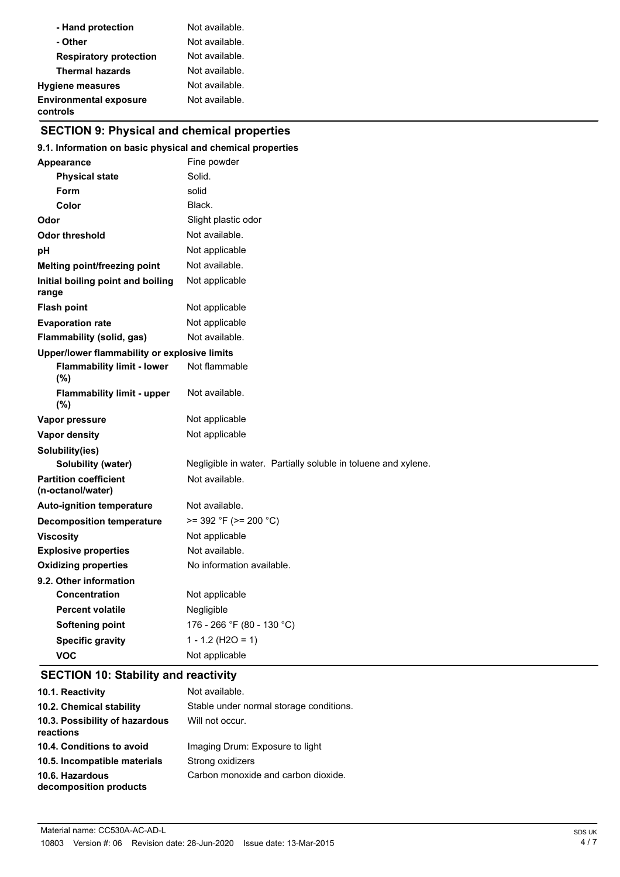| | |
|---|---|
| - Hand protection | Not available. |
| - Other | Not available. |
| Respiratory protection | Not available. |
| Thermal hazards | Not available. |
| **Hygiene measures** | Not available. |
| **Environmental exposure controls** | Not available. |

## SECTION 9: Physical and chemical properties

### 9.1. Information on basic physical and chemical properties

| | |
|---|---|
| **Appearance** | Fine powder |
| Physical state | Solid. |
| Form | solid |
| Color | Black. |
| **Odor** | Slight plastic odor |
| **Odor threshold** | Not available. |
| **pH** | Not applicable |
| **Melting point/freezing point** | Not available. |
| **Initial boiling point and boiling range** | Not applicable |
| **Flash point** | Not applicable |
| **Evaporation rate** | Not applicable |
| **Flammability (solid, gas)** | Not available. |
| **Upper/lower flammability or explosive limits** | |
| Flammability limit - lower (%) | Not flammable |
| Flammability limit - upper (%) | Not available. |
| **Vapor pressure** | Not applicable |
| **Vapor density** | Not applicable |
| **Solubility(ies)** | |
| Solubility (water) | Negligible in water. Partially soluble in toluene and xylene. |
| **Partition coefficient (n-octanol/water)** | Not available. |
| **Auto-ignition temperature** | Not available. |
| **Decomposition temperature** | >= 392 °F (>= 200 °C) |
| **Viscosity** | Not applicable |
| **Explosive properties** | Not available. |
| **Oxidizing properties** | No information available. |
| **9.2. Other information** | |
| Concentration | Not applicable |
| Percent volatile | Negligible |
| Softening point | 176 - 266 °F (80 - 130 °C) |
| Specific gravity | 1 - 1.2 ($H_2O$ = 1) |
| VOC | Not applicable |

## SECTION 10: Stability and reactivity

| | |
|---|---|
| **10.1. Reactivity** | Not available. |
| **10.2. Chemical stability** | Stable under normal storage conditions. |
| **10.3. Possibility of hazardous reactions** | Will not occur. |
| **10.4. Conditions to avoid** | Imaging Drum: Exposure to light |
| **10.5. Incompatible materials** | Strong oxidizers |
| **10.6. Hazardous decomposition products** | Carbon monoxide and carbon dioxide. |

Material name: CC530A-AC-AD-L

10803 Version #: 06 Revision date: 28-Jun-2020 Issue date: 13-Mar-2015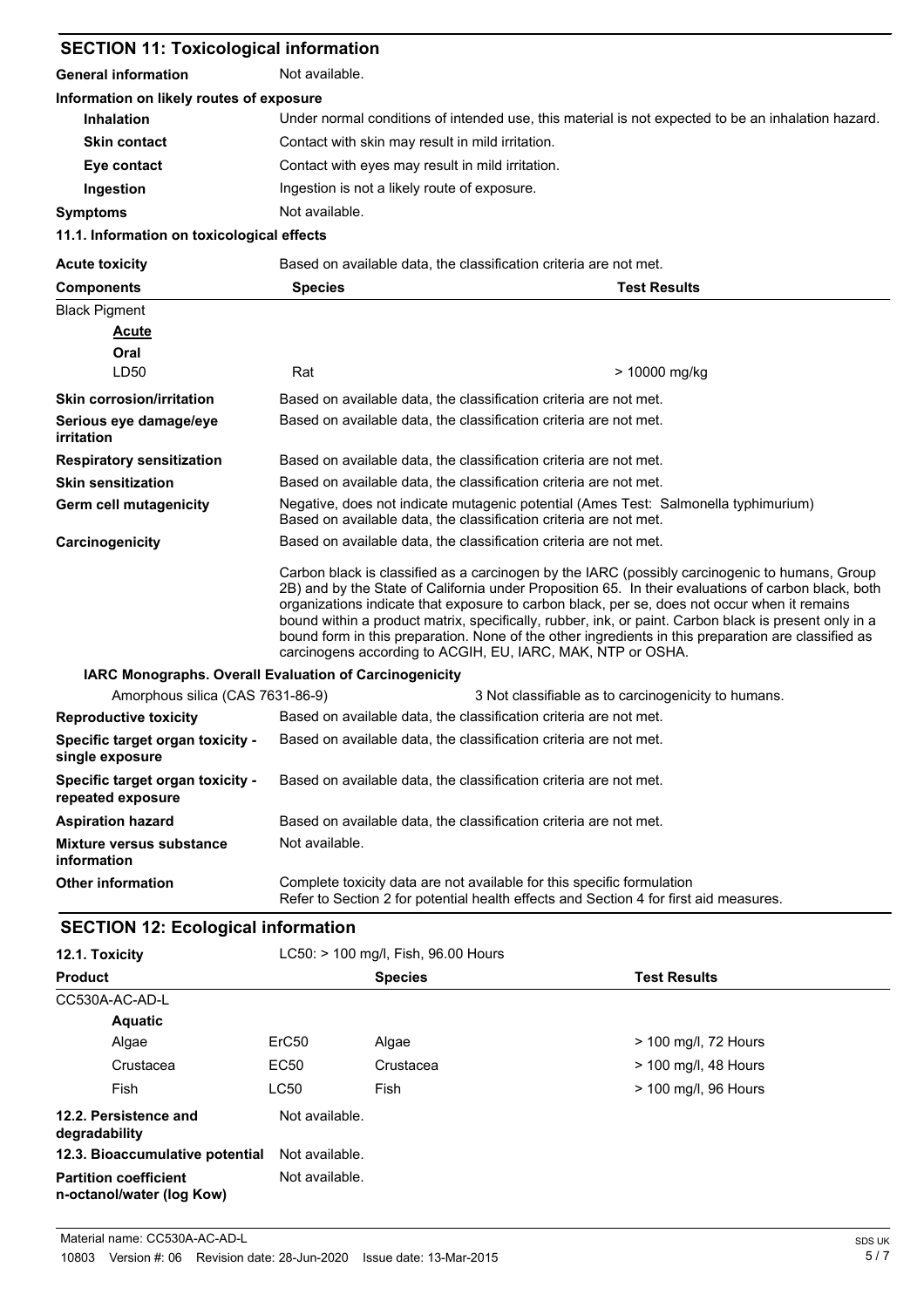## SECTION 11: Toxicological information

**General information** Not available.

**Information on likely routes of exposure**

| | |
|---|---|
| **Inhalation** | Under normal conditions of intended use, this material is not expected to be an inhalation hazard. |
| **Skin contact** | Contact with skin may result in mild irritation. |
| **Eye contact** | Contact with eyes may result in mild irritation. |
| **Ingestion** | Ingestion is not a likely route of exposure. |
| **Symptoms** | Not available. |

**11.1. Information on toxicological effects**

**Acute toxicity** Based on available data, the classification criteria are not met.

| Components | Species | Test Results |
|---|---|---|
| Black Pigment | | |
| ***Acute*** | | |
| **Oral** | | |
| LD50 | Rat | > 10000 mg/kg |

| | |
|---|---|
| **Skin corrosion/irritation** | Based on available data, the classification criteria are not met. |
| **Serious eye damage/eye irritation** | Based on available data, the classification criteria are not met. |
| **Respiratory sensitization** | Based on available data, the classification criteria are not met. |
| **Skin sensitization** | Based on available data, the classification criteria are not met. |
| **Germ cell mutagenicity** | Negative, does not indicate mutagenic potential (Ames Test: Salmonella typhimurium) Based on available data, the classification criteria are not met. |
| **Carcinogenicity** | Based on available data, the classification criteria are not met. |

Carbon black is classified as a carcinogen by the IARC (possibly carcinogenic to humans, Group 2B) and by the State of California under Proposition 65. In their evaluations of carbon black, both organizations indicate that exposure to carbon black, per se, does not occur when it remains bound within a product matrix, specifically, rubber, ink, or paint. Carbon black is present only in a bound form in this preparation. None of the other ingredients in this preparation are classified as carcinogens according to ACGIH, EU, IARC, MAK, NTP or OSHA.

**IARC Monographs. Overall Evaluation of Carcinogenicity**

| | |
|---|---|
| Amorphous silica (CAS 7631-86-9) | 3 Not classifiable as to carcinogenicity to humans. |

| | |
|---|---|
| **Reproductive toxicity** | Based on available data, the classification criteria are not met. |
| **Specific target organ toxicity - single exposure** | Based on available data, the classification criteria are not met. |
| **Specific target organ toxicity - repeated exposure** | Based on available data, the classification criteria are not met. |
| **Aspiration hazard** | Based on available data, the classification criteria are not met. |
| **Mixture versus substance information** | Not available. |
| **Other information** | Complete toxicity data are not available for this specific formulation<br>Refer to Section 2 for potential health effects and Section 4 for first aid measures. |

## SECTION 12: Ecological information

**12.1. Toxicity** LC50: > 100 mg/l, Fish, 96.00 Hours

| Product | | Species | Test Results |
|---|---|---|---|
| CC530A-AC-AD-L | | | |
| **Aquatic** | | | |
| Algae | ErC50 | Algae | > 100 mg/l, 72 Hours |
| Crustacea | EC50 | Crustacea | > 100 mg/l, 48 Hours |
| Fish | LC50 | Fish | > 100 mg/l, 96 Hours |

| | |
|---|---|
| **12.2. Persistence and degradability** | Not available. |
| **12.3. Bioaccumulative potential** | Not available. |
| **Partition coefficient n-octanol/water (log Kow)** | Not available. |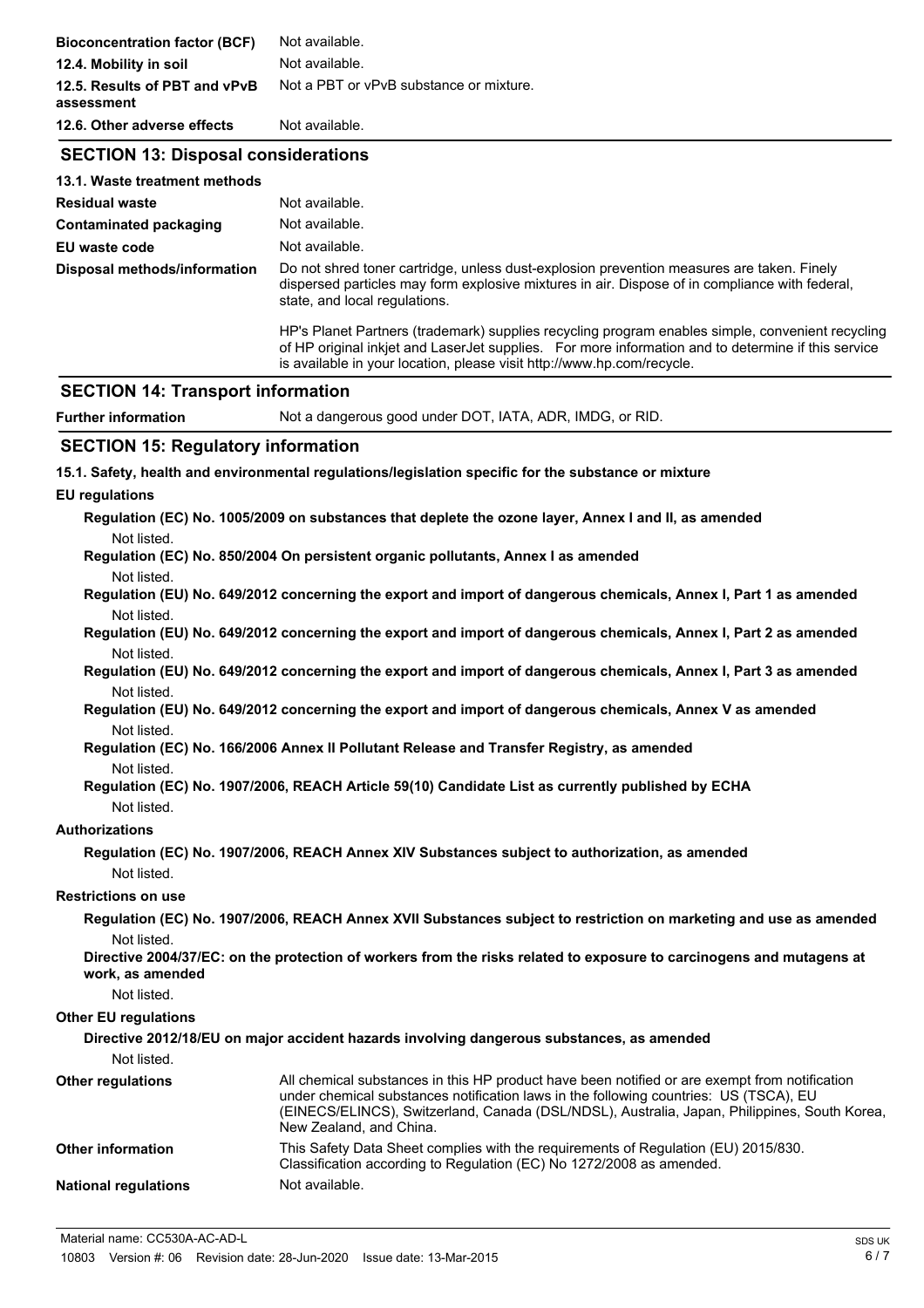| | |
|---|---|
| **Bioconcentration factor (BCF)** | Not available. |
| **12.4. Mobility in soil** | Not available. |
| **12.5. Results of PBT and vPvB assessment** | Not a PBT or vPvB substance or mixture. |
| **12.6. Other adverse effects** | Not available. |

## SECTION 13: Disposal considerations

**13.1. Waste treatment methods**

| | |
|---|---|
| **Residual waste** | Not available. |
| **Contaminated packaging** | Not available. |
| **EU waste code** | Not available. |
| **Disposal methods/information** | Do not shred toner cartridge, unless dust-explosion prevention measures are taken. Finely dispersed particles may form explosive mixtures in air. Dispose of in compliance with federal, state, and local regulations.<br><br>HP's Planet Partners (trademark) supplies recycling program enables simple, convenient recycling of HP original inkjet and LaserJet supplies. For more information and to determine if this service is available in your location, please visit http://www.hp.com/recycle. |

## SECTION 14: Transport information

| | |
|---|---|
| **Further information** | Not a dangerous good under DOT, IATA, ADR, IMDG, or RID. |

## SECTION 15: Regulatory information

**15.1. Safety, health and environmental regulations/legislation specific for the substance or mixture**

**EU regulations**

**Regulation (EC) No. 1005/2009 on substances that deplete the ozone layer, Annex I and II, as amended**

Not listed.

**Regulation (EC) No. 850/2004 On persistent organic pollutants, Annex I as amended**

Not listed.

**Regulation (EU) No. 649/2012 concerning the export and import of dangerous chemicals, Annex I, Part 1 as amended**

Not listed.

**Regulation (EU) No. 649/2012 concerning the export and import of dangerous chemicals, Annex I, Part 2 as amended**

Not listed.

**Regulation (EU) No. 649/2012 concerning the export and import of dangerous chemicals, Annex I, Part 3 as amended**

Not listed.

**Regulation (EU) No. 649/2012 concerning the export and import of dangerous chemicals, Annex V as amended**

Not listed.

**Regulation (EC) No. 166/2006 Annex II Pollutant Release and Transfer Registry, as amended**

Not listed.

**Regulation (EC) No. 1907/2006, REACH Article 59(10) Candidate List as currently published by ECHA**

Not listed.

**Authorizations**

**Regulation (EC) No. 1907/2006, REACH Annex XIV Substances subject to authorization, as amended**

Not listed.

**Restrictions on use**

**Regulation (EC) No. 1907/2006, REACH Annex XVII Substances subject to restriction on marketing and use as amended**

Not listed.

**Directive 2004/37/EC: on the protection of workers from the risks related to exposure to carcinogens and mutagens at work, as amended**

Not listed.

**Other EU regulations**

**Directive 2012/18/EU on major accident hazards involving dangerous substances, as amended**

Not listed.

| | |
|---|---|
| **Other regulations** | All chemical substances in this HP product have been notified or are exempt from notification under chemical substances notification laws in the following countries: US (TSCA), EU (EINECS/ELINCS), Switzerland, Canada (DSL/NDSL), Australia, Japan, Philippines, South Korea, New Zealand, and China. |
| **Other information** | This Safety Data Sheet complies with the requirements of Regulation (EU) 2015/830. Classification according to Regulation (EC) No 1272/2008 as amended. |
| **National regulations** | Not available. |

Material name: CC530A-AC-AD-L

10803 Version #: 06 Revision date: 28-Jun-2020 Issue date: 13-Mar-2015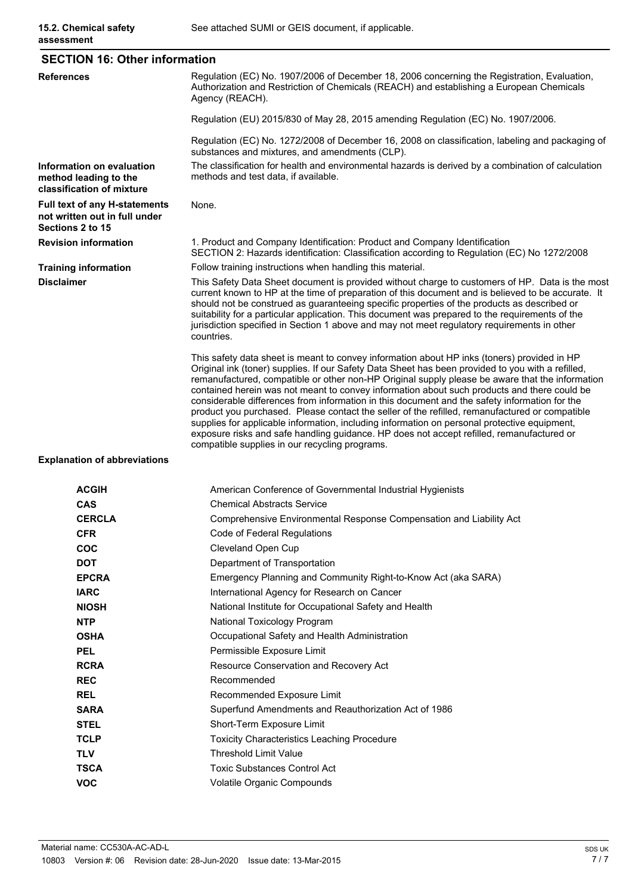**15.2. Chemical safety assessment** See attached SUMI or GEIS document, if applicable.

## SECTION 16: Other information

**References**

Regulation (EC) No. 1907/2006 of December 18, 2006 concerning the Registration, Evaluation, Authorization and Restriction of Chemicals (REACH) and establishing a European Chemicals Agency (REACH).

Regulation (EU) 2015/830 of May 28, 2015 amending Regulation (EC) No. 1907/2006.

Regulation (EC) No. 1272/2008 of December 16, 2008 on classification, labeling and packaging of substances and mixtures, and amendments (CLP).

**Information on evaluation method leading to the classification of mixture**

The classification for health and environmental hazards is derived by a combination of calculation methods and test data, if available.

**Full text of any H-statements not written out in full under Sections 2 to 15**

None.

**Revision information**

1. Product and Company Identification: Product and Company Identification
SECTION 2: Hazards identification: Classification according to Regulation (EC) No 1272/2008

**Training information**

Follow training instructions when handling this material.

**Disclaimer**

This Safety Data Sheet document is provided without charge to customers of HP. Data is the most current known to HP at the time of preparation of this document and is believed to be accurate. It should not be construed as guaranteeing specific properties of the products as described or suitability for a particular application. This document was prepared to the requirements of the jurisdiction specified in Section 1 above and may not meet regulatory requirements in other countries.

This safety data sheet is meant to convey information about HP inks (toners) provided in HP Original ink (toner) supplies. If our Safety Data Sheet has been provided to you with a refilled, remanufactured, compatible or other non-HP Original supply please be aware that the information contained herein was not meant to convey information about such products and there could be considerable differences from information in this document and the safety information for the product you purchased. Please contact the seller of the refilled, remanufactured or compatible supplies for applicable information, including information on personal protective equipment, exposure risks and safe handling guidance. HP does not accept refilled, remanufactured or compatible supplies in our recycling programs.

**Explanation of abbreviations**

| | |
|---|---|
| **ACGIH** | American Conference of Governmental Industrial Hygienists |
| **CAS** | Chemical Abstracts Service |
| **CERCLA** | Comprehensive Environmental Response Compensation and Liability Act |
| **CFR** | Code of Federal Regulations |
| **COC** | Cleveland Open Cup |
| **DOT** | Department of Transportation |
| **EPCRA** | Emergency Planning and Community Right-to-Know Act (aka SARA) |
| **IARC** | International Agency for Research on Cancer |
| **NIOSH** | National Institute for Occupational Safety and Health |
| **NTP** | National Toxicology Program |
| **OSHA** | Occupational Safety and Health Administration |
| **PEL** | Permissible Exposure Limit |
| **RCRA** | Resource Conservation and Recovery Act |
| **REC** | Recommended |
| **REL** | Recommended Exposure Limit |
| **SARA** | Superfund Amendments and Reauthorization Act of 1986 |
| **STEL** | Short-Term Exposure Limit |
| **TCLP** | Toxicity Characteristics Leaching Procedure |
| **TLV** | Threshold Limit Value |
| **TSCA** | Toxic Substances Control Act |
| **VOC** | Volatile Organic Compounds |

Material name: CC530A-AC-AD-L
10803 Version #: 06 Revision date: 28-Jun-2020 Issue date: 13-Mar-2015